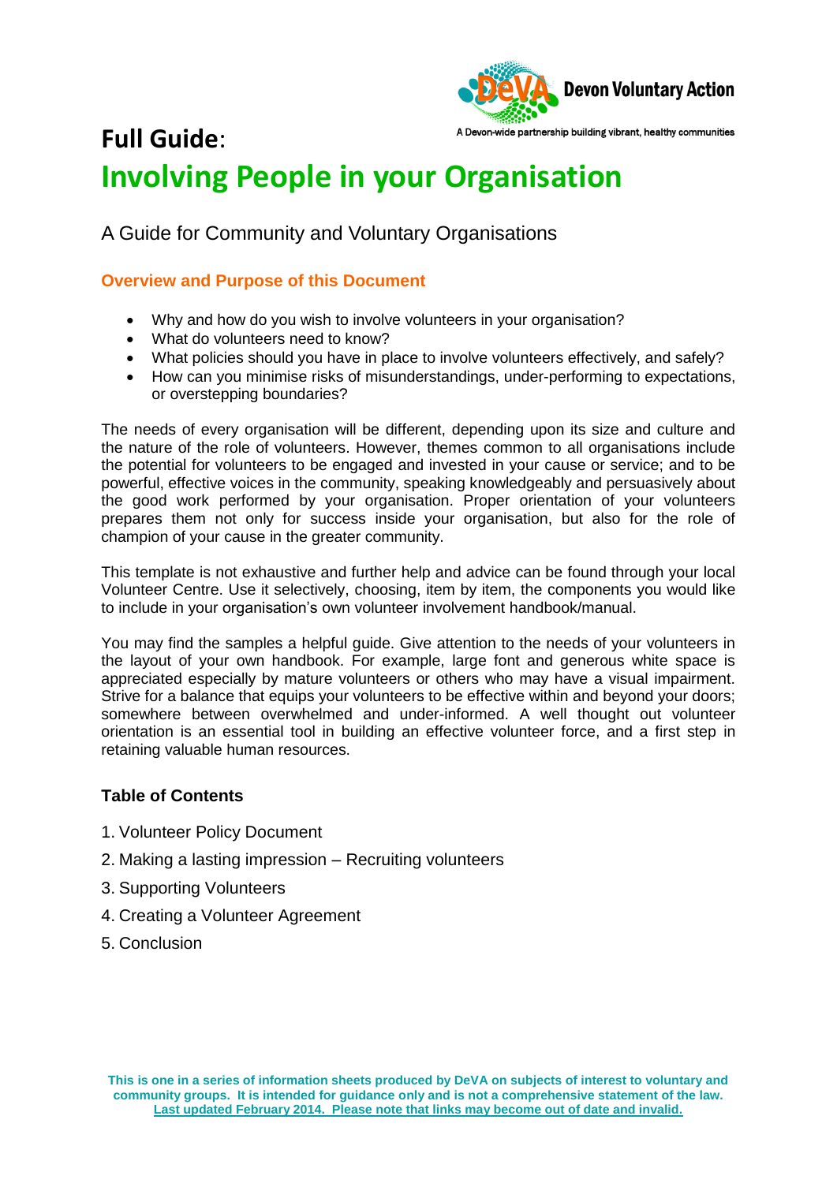Devon Voluntary Action

A Devon-wide partnership building vibrant, healthy communities

# Full Guide: Involving People in your Organisation

## A Guide for Community and Voluntary Organisations

### Overview and Purpose of this Document

- Why and how do you wish to involve volunteers in your organisation?
- What do volunteers need to know?
- What policies should you have in place to involve volunteers effectively, and safely?
- How can you minimise risks of misunderstandings, under-performing to expectations, or overstepping boundaries?

The needs of every organisation will be different, depending upon its size and culture and the nature of the role of volunteers. However, themes common to all organisations include the potential for volunteers to be engaged and invested in your cause or service; and to be powerful, effective voices in the community, speaking knowledgeably and persuasively about the good work performed by your organisation. Proper orientation of your volunteers prepares them not only for success inside your organisation, but also for the role of champion of your cause in the greater community.

This template is not exhaustive and further help and advice can be found through your local Volunteer Centre. Use it selectively, choosing, item by item, the components you would like to include in your organisation's own volunteer involvement handbook/manual.

You may find the samples a helpful guide. Give attention to the needs of your volunteers in the layout of your own handbook. For example, large font and generous white space is appreciated especially by mature volunteers or others who may have a visual impairment. Strive for a balance that equips your volunteers to be effective within and beyond your doors; somewhere between overwhelmed and under-informed. A well thought out volunteer orientation is an essential tool in building an effective volunteer force, and a first step in retaining valuable human resources.

### Table of Contents

1. Volunteer Policy Document
2. Making a lasting impression – Recruiting volunteers
3. Supporting Volunteers
4. Creating a Volunteer Agreement
5. Conclusion

**This is one in a series of information sheets produced by DeVA on subjects of interest to voluntary and community groups. It is intended for guidance only and is not a comprehensive statement of the law. Last updated February 2014. Please note that links may become out of date and invalid.**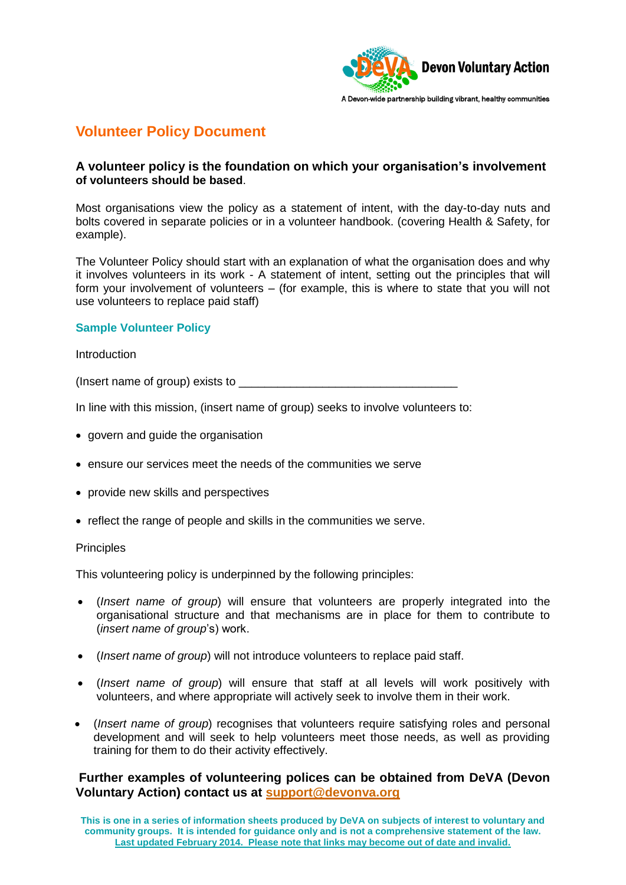Devon Voluntary Action

A Devon-wide partnership building vibrant, healthy communities

# Volunteer Policy Document

**A volunteer policy is the foundation on which your organisation's involvement of volunteers should be based**.

Most organisations view the policy as a statement of intent, with the day-to-day nuts and bolts covered in separate policies or in a volunteer handbook. (covering Health & Safety, for example).

The Volunteer Policy should start with an explanation of what the organisation does and why it involves volunteers in its work - A statement of intent, setting out the principles that will form your involvement of volunteers – (for example, this is where to state that you will not use volunteers to replace paid staff)

## Sample Volunteer Policy

Introduction

(Insert name of group) exists to __________________________________

In line with this mission, (insert name of group) seeks to involve volunteers to:

- govern and guide the organisation
- ensure our services meet the needs of the communities we serve
- provide new skills and perspectives
- reflect the range of people and skills in the communities we serve.

Principles

This volunteering policy is underpinned by the following principles:

- (*Insert name of group*) will ensure that volunteers are properly integrated into the organisational structure and that mechanisms are in place for them to contribute to (*insert name of group*'s) work.
- (*Insert name of group*) will not introduce volunteers to replace paid staff.
- (*Insert name of group*) will ensure that staff at all levels will work positively with volunteers, and where appropriate will actively seek to involve them in their work.
- (*Insert name of group*) recognises that volunteers require satisfying roles and personal development and will seek to help volunteers meet those needs, as well as providing training for them to do their activity effectively.

**Further examples of volunteering polices can be obtained from DeVA (Devon Voluntary Action) contact us at support@devonva.org**

**This is one in a series of information sheets produced by DeVA on subjects of interest to voluntary and community groups. It is intended for guidance only and is not a comprehensive statement of the law. Last updated February 2014. Please note that links may become out of date and invalid.**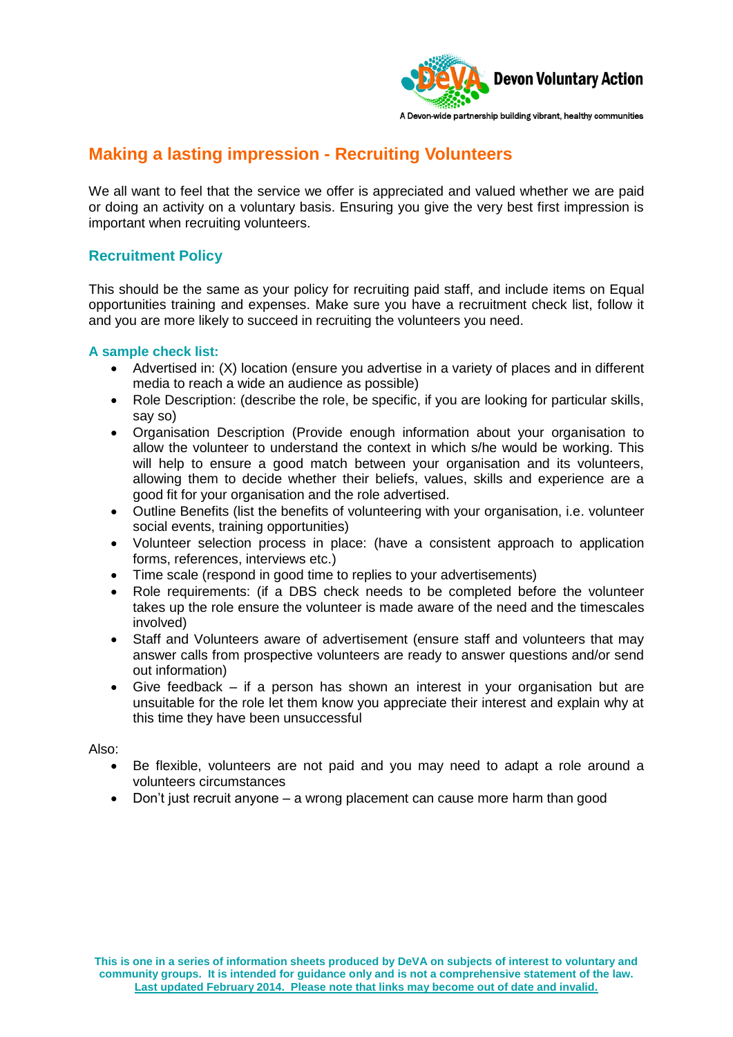# Making a lasting impression - Recruiting Volunteers

We all want to feel that the service we offer is appreciated and valued whether we are paid or doing an activity on a voluntary basis. Ensuring you give the very best first impression is important when recruiting volunteers.

## Recruitment Policy

This should be the same as your policy for recruiting paid staff, and include items on Equal opportunities training and expenses. Make sure you have a recruitment check list, follow it and you are more likely to succeed in recruiting the volunteers you need.

### A sample check list:

- Advertised in: (X) location (ensure you advertise in a variety of places and in different media to reach a wide an audience as possible)
- Role Description: (describe the role, be specific, if you are looking for particular skills, say so)
- Organisation Description (Provide enough information about your organisation to allow the volunteer to understand the context in which s/he would be working. This will help to ensure a good match between your organisation and its volunteers, allowing them to decide whether their beliefs, values, skills and experience are a good fit for your organisation and the role advertised.
- Outline Benefits (list the benefits of volunteering with your organisation, i.e. volunteer social events, training opportunities)
- Volunteer selection process in place: (have a consistent approach to application forms, references, interviews etc.)
- Time scale (respond in good time to replies to your advertisements)
- Role requirements: (if a DBS check needs to be completed before the volunteer takes up the role ensure the volunteer is made aware of the need and the timescales involved)
- Staff and Volunteers aware of advertisement (ensure staff and volunteers that may answer calls from prospective volunteers are ready to answer questions and/or send out information)
- Give feedback – if a person has shown an interest in your organisation but are unsuitable for the role let them know you appreciate their interest and explain why at this time they have been unsuccessful

Also:

- Be flexible, volunteers are not paid and you may need to adapt a role around a volunteers circumstances
- Don't just recruit anyone – a wrong placement can cause more harm than good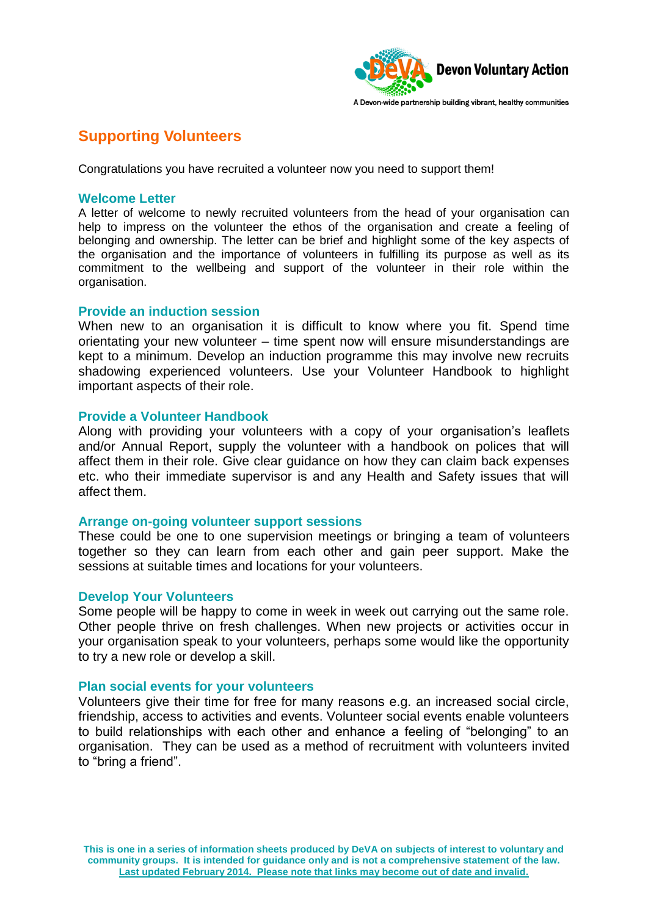# Supporting Volunteers

Congratulations you have recruited a volunteer now you need to support them!

## Welcome Letter

A letter of welcome to newly recruited volunteers from the head of your organisation can help to impress on the volunteer the ethos of the organisation and create a feeling of belonging and ownership. The letter can be brief and highlight some of the key aspects of the organisation and the importance of volunteers in fulfilling its purpose as well as its commitment to the wellbeing and support of the volunteer in their role within the organisation.

## Provide an induction session

When new to an organisation it is difficult to know where you fit. Spend time orientating your new volunteer – time spent now will ensure misunderstandings are kept to a minimum. Develop an induction programme this may involve new recruits shadowing experienced volunteers. Use your Volunteer Handbook to highlight important aspects of their role.

## Provide a Volunteer Handbook

Along with providing your volunteers with a copy of your organisation's leaflets and/or Annual Report, supply the volunteer with a handbook on polices that will affect them in their role. Give clear guidance on how they can claim back expenses etc. who their immediate supervisor is and any Health and Safety issues that will affect them.

## Arrange on-going volunteer support sessions

These could be one to one supervision meetings or bringing a team of volunteers together so they can learn from each other and gain peer support. Make the sessions at suitable times and locations for your volunteers.

## Develop Your Volunteers

Some people will be happy to come in week in week out carrying out the same role. Other people thrive on fresh challenges. When new projects or activities occur in your organisation speak to your volunteers, perhaps some would like the opportunity to try a new role or develop a skill.

## Plan social events for your volunteers

Volunteers give their time for free for many reasons e.g. an increased social circle, friendship, access to activities and events. Volunteer social events enable volunteers to build relationships with each other and enhance a feeling of "belonging" to an organisation. They can be used as a method of recruitment with volunteers invited to "bring a friend".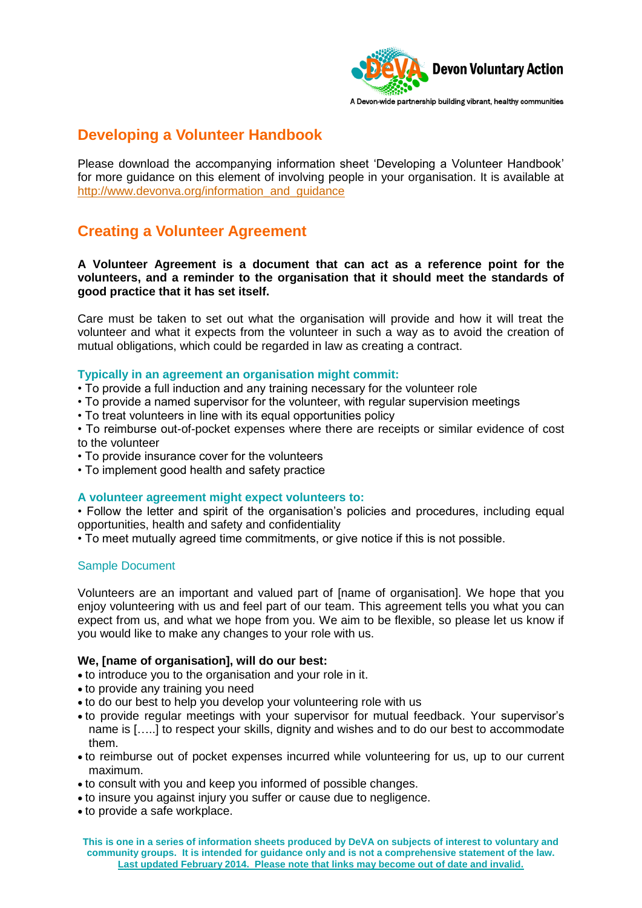## Developing a Volunteer Handbook

Please download the accompanying information sheet 'Developing a Volunteer Handbook' for more guidance on this element of involving people in your organisation. It is available at http://www.devonva.org/information_and_guidance

## Creating a Volunteer Agreement

**A Volunteer Agreement is a document that can act as a reference point for the volunteers, and a reminder to the organisation that it should meet the standards of good practice that it has set itself.**

Care must be taken to set out what the organisation will provide and how it will treat the volunteer and what it expects from the volunteer in such a way as to avoid the creation of mutual obligations, which could be regarded in law as creating a contract.

### Typically in an agreement an organisation might commit:

- To provide a full induction and any training necessary for the volunteer role
- To provide a named supervisor for the volunteer, with regular supervision meetings
- To treat volunteers in line with its equal opportunities policy
- To reimburse out-of-pocket expenses where there are receipts or similar evidence of cost to the volunteer
- To provide insurance cover for the volunteers
- To implement good health and safety practice

### A volunteer agreement might expect volunteers to:

- Follow the letter and spirit of the organisation's policies and procedures, including equal opportunities, health and safety and confidentiality
- To meet mutually agreed time commitments, or give notice if this is not possible.

Sample Document

Volunteers are an important and valued part of [name of organisation]. We hope that you enjoy volunteering with us and feel part of our team. This agreement tells you what you can expect from us, and what we hope from you. We aim to be flexible, so please let us know if you would like to make any changes to your role with us.

**We, [name of organisation], will do our best:**

- to introduce you to the organisation and your role in it.
- to provide any training you need
- to do our best to help you develop your volunteering role with us
- to provide regular meetings with your supervisor for mutual feedback. Your supervisor's name is [.....] to respect your skills, dignity and wishes and to do our best to accommodate them.
- to reimburse out of pocket expenses incurred while volunteering for us, up to our current maximum.
- to consult with you and keep you informed of possible changes.
- to insure you against injury you suffer or cause due to negligence.
- to provide a safe workplace.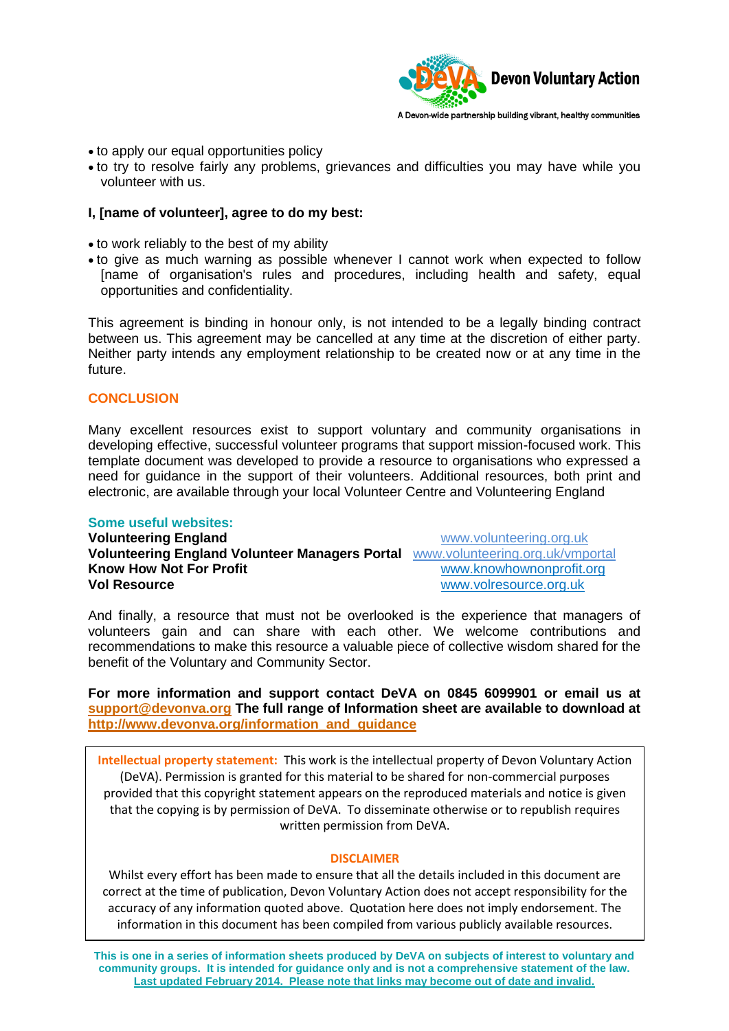- to apply our equal opportunities policy
- to try to resolve fairly any problems, grievances and difficulties you may have while you volunteer with us.

**I, [name of volunteer], agree to do my best:**

- to work reliably to the best of my ability
- to give as much warning as possible whenever I cannot work when expected to follow [name of organisation's rules and procedures, including health and safety, equal opportunities and confidentiality.

This agreement is binding in honour only, is not intended to be a legally binding contract between us. This agreement may be cancelled at any time at the discretion of either party. Neither party intends any employment relationship to be created now or at any time in the future.

## CONCLUSION

Many excellent resources exist to support voluntary and community organisations in developing effective, successful volunteer programs that support mission-focused work. This template document was developed to provide a resource to organisations who expressed a need for guidance in the support of their volunteers. Additional resources, both print and electronic, are available through your local Volunteer Centre and Volunteering England

### Some useful websites:

| | |
|---|---|
| **Volunteering England** | www.volunteering.org.uk |
| **Volunteering England Volunteer Managers Portal** | www.volunteering.org.uk/vmportal |
| **Know How Not For Profit** | www.knowhownonprofit.org |
| **Vol Resource** | www.volresource.org.uk |

And finally, a resource that must not be overlooked is the experience that managers of volunteers gain and can share with each other. We welcome contributions and recommendations to make this resource a valuable piece of collective wisdom shared for the benefit of the Voluntary and Community Sector.

**For more information and support contact DeVA on 0845 6099901 or email us at support@devonva.org The full range of Information sheet are available to download at http://www.devonva.org/information_and_guidance**

**Intellectual property statement:** This work is the intellectual property of Devon Voluntary Action (DeVA). Permission is granted for this material to be shared for non-commercial purposes provided that this copyright statement appears on the reproduced materials and notice is given that the copying is by permission of DeVA. To disseminate otherwise or to republish requires written permission from DeVA.

**DISCLAIMER**

Whilst every effort has been made to ensure that all the details included in this document are correct at the time of publication, Devon Voluntary Action does not accept responsibility for the accuracy of any information quoted above. Quotation here does not imply endorsement. The information in this document has been compiled from various publicly available resources.

**This is one in a series of information sheets produced by DeVA on subjects of interest to voluntary and community groups. It is intended for guidance only and is not a comprehensive statement of the law. Last updated February 2014. Please note that links may become out of date and invalid.**